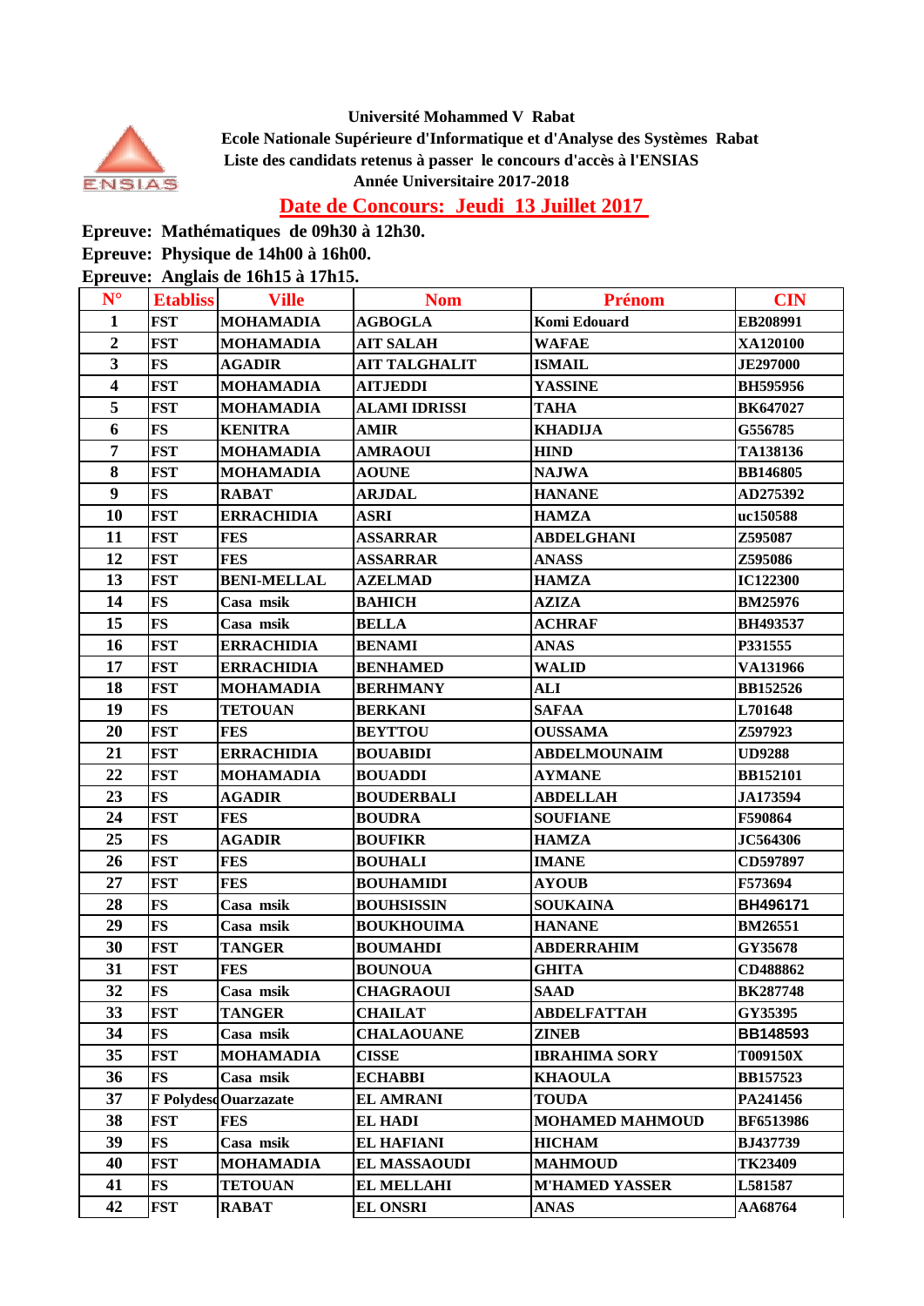**Université Mohammed V Rabat**

**Ecole Nationale Supérieure d'Informatique et d'Analyse des Systèmes Rabat**

**Liste des candidats retenus à passer le concours d'accès à l'ENSIAS**

**Année Universitaire 2017-2018**

## Date de Concours: Jeudi 13 Juillet 2017

**Epreuve: Mathématiques de 09h30 à 12h30.**

**Epreuve: Physique de 14h00 à 16h00.**

**Epreuve: Anglais de 16h15 à 17h15.**

| N° | Etabliss | Ville | Nom | Prénom | CIN |
|---|---|---|---|---|---|
| 1 | FST | MOHAMADIA | AGBOGLA | Komi Edouard | EB208991 |
| 2 | FST | MOHAMADIA | AIT SALAH | WAFAE | XA120100 |
| 3 | FS | AGADIR | AIT TALGHALIT | ISMAIL | JE297000 |
| 4 | FST | MOHAMADIA | AITJEDDI | YASSINE | BH595956 |
| 5 | FST | MOHAMADIA | ALAMI IDRISSI | TAHA | BK647027 |
| 6 | FS | KENITRA | AMIR | KHADIJA | G556785 |
| 7 | FST | MOHAMADIA | AMRAOUI | HIND | TA138136 |
| 8 | FST | MOHAMADIA | AOUNE | NAJWA | BB146805 |
| 9 | FS | RABAT | ARJDAL | HANANE | AD275392 |
| 10 | FST | ERRACHIDIA | ASRI | HAMZA | uc150588 |
| 11 | FST | FES | ASSARRAR | ABDELGHANI | Z595087 |
| 12 | FST | FES | ASSARRAR | ANASS | Z595086 |
| 13 | FST | BENI-MELLAL | AZELMAD | HAMZA | IC122300 |
| 14 | FS | Casa msik | BAHICH | AZIZA | BM25976 |
| 15 | FS | Casa msik | BELLA | ACHRAF | BH493537 |
| 16 | FST | ERRACHIDIA | BENAMI | ANAS | P331555 |
| 17 | FST | ERRACHIDIA | BENHAMED | WALID | VA131966 |
| 18 | FST | MOHAMADIA | BERHMANY | ALI | BB152526 |
| 19 | FS | TETOUAN | BERKANI | SAFAA | L701648 |
| 20 | FST | FES | BEYTTOU | OUSSAMA | Z597923 |
| 21 | FST | ERRACHIDIA | BOUABIDI | ABDELMOUNAIM | UD9288 |
| 22 | FST | MOHAMADIA | BOUADDI | AYMANE | BB152101 |
| 23 | FS | AGADIR | BOUDERBALI | ABDELLAH | JA173594 |
| 24 | FST | FES | BOUDRA | SOUFIANE | F590864 |
| 25 | FS | AGADIR | BOUFIKR | HAMZA | JC564306 |
| 26 | FST | FES | BOUHALI | IMANE | CD597897 |
| 27 | FST | FES | BOUHAMIDI | AYOUB | F573694 |
| 28 | FS | Casa msik | BOUHSISSIN | SOUKAINA | BH496171 |
| 29 | FS | Casa msik | BOUKHOUIMA | HANANE | BM26551 |
| 30 | FST | TANGER | BOUMAHDI | ABDERRAHIM | GY35678 |
| 31 | FST | FES | BOUNOUA | GHITA | CD488862 |
| 32 | FS | Casa msik | CHAGRAOUI | SAAD | BK287748 |
| 33 | FST | TANGER | CHAILAT | ABDELFATTAH | GY35395 |
| 34 | FS | Casa msik | CHALAOUANE | ZINEB | BB148593 |
| 35 | FST | MOHAMADIA | CISSE | IBRAHIMA SORY | T009150X |
| 36 | FS | Casa msik | ECHABBI | KHAOULA | BB157523 |
| 37 | F Polydesc | Ouarzazate | EL AMRANI | TOUDA | PA241456 |
| 38 | FST | FES | EL HADI | MOHAMED MAHMOUD | BF6513986 |
| 39 | FS | Casa msik | EL HAFIANI | HICHAM | BJ437739 |
| 40 | FST | MOHAMADIA | EL MASSAOUDI | MAHMOUD | TK23409 |
| 41 | FS | TETOUAN | EL MELLAHI | M'HAMED YASSER | L581587 |
| 42 | FST | RABAT | EL ONSRI | ANAS | AA68764 |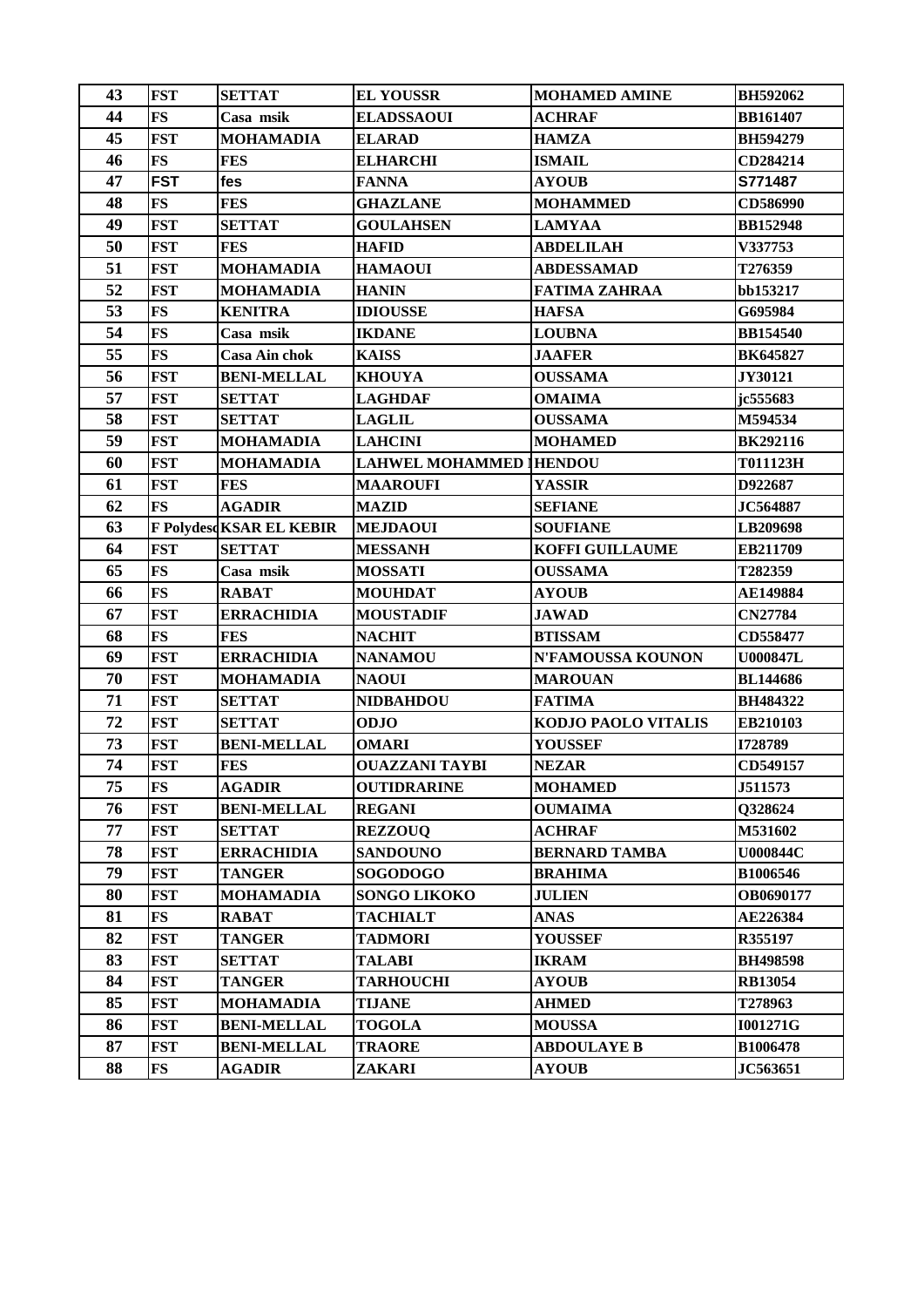| | | | | | |
|---|---|---|---|---|---|
| 43 | FST | SETTAT | EL YOUSSR | MOHAMED AMINE | BH592062 |
| 44 | FS | Casa msik | ELADSSAOUI | ACHRAF | BB161407 |
| 45 | FST | MOHAMADIA | ELARAD | HAMZA | BH594279 |
| 46 | FS | FES | ELHARCHI | ISMAIL | CD284214 |
| 47 | FST | fes | FANNA | AYOUB | S771487 |
| 48 | FS | FES | GHAZLANE | MOHAMMED | CD586990 |
| 49 | FST | SETTAT | GOULAHSEN | LAMYAA | BB152948 |
| 50 | FST | FES | HAFID | ABDELILAH | V337753 |
| 51 | FST | MOHAMADIA | HAMAOUI | ABDESSAMAD | T276359 |
| 52 | FST | MOHAMADIA | HANIN | FATIMA ZAHRAA | bb153217 |
| 53 | FS | KENITRA | IDIOUSSE | HAFSA | G695984 |
| 54 | FS | Casa msik | IKDANE | LOUBNA | BB154540 |
| 55 | FS | Casa Ain chok | KAISS | JAAFER | BK645827 |
| 56 | FST | BENI-MELLAL | KHOUYA | OUSSAMA | JY30121 |
| 57 | FST | SETTAT | LAGHDAF | OMAIMA | jc555683 |
| 58 | FST | SETTAT | LAGLIL | OUSSAMA | M594534 |
| 59 | FST | MOHAMADIA | LAHCINI | MOHAMED | BK292116 |
| 60 | FST | MOHAMADIA | LAHWEL MOHAMMED | HENDOU | T011123H |
| 61 | FST | FES | MAAROUFI | YASSIR | D922687 |
| 62 | FS | AGADIR | MAZID | SEFIANE | JC564887 |
| 63 | F Polydesc | KSAR EL KEBIR | MEJDAOUI | SOUFIANE | LB209698 |
| 64 | FST | SETTAT | MESSANH | KOFFI GUILLAUME | EB211709 |
| 65 | FS | Casa msik | MOSSATI | OUSSAMA | T282359 |
| 66 | FS | RABAT | MOUHDAT | AYOUB | AE149884 |
| 67 | FST | ERRACHIDIA | MOUSTADIF | JAWAD | CN27784 |
| 68 | FS | FES | NACHIT | BTISSAM | CD558477 |
| 69 | FST | ERRACHIDIA | NANAMOU | N'FAMOUSSA KOUNON | U000847L |
| 70 | FST | MOHAMADIA | NAOUI | MAROUAN | BL144686 |
| 71 | FST | SETTAT | NIDBAHDOU | FATIMA | BH484322 |
| 72 | FST | SETTAT | ODJO | KODJO PAOLO VITALIS | EB210103 |
| 73 | FST | BENI-MELLAL | OMARI | YOUSSEF | I728789 |
| 74 | FST | FES | OUAZZANI TAYBI | NEZAR | CD549157 |
| 75 | FS | AGADIR | OUTIDRARINE | MOHAMED | J511573 |
| 76 | FST | BENI-MELLAL | REGANI | OUMAIMA | Q328624 |
| 77 | FST | SETTAT | REZZOUQ | ACHRAF | M531602 |
| 78 | FST | ERRACHIDIA | SANDOUNO | BERNARD TAMBA | U000844C |
| 79 | FST | TANGER | SOGODOGO | BRAHIMA | B1006546 |
| 80 | FST | MOHAMADIA | SONGO LIKOKO | JULIEN | OB0690177 |
| 81 | FS | RABAT | TACHIALT | ANAS | AE226384 |
| 82 | FST | TANGER | TADMORI | YOUSSEF | R355197 |
| 83 | FST | SETTAT | TALABI | IKRAM | BH498598 |
| 84 | FST | TANGER | TARHOUCHI | AYOUB | RB13054 |
| 85 | FST | MOHAMADIA | TIJANE | AHMED | T278963 |
| 86 | FST | BENI-MELLAL | TOGOLA | MOUSSA | I001271G |
| 87 | FST | BENI-MELLAL | TRAORE | ABDOULAYE B | B1006478 |
| 88 | FS | AGADIR | ZAKARI | AYOUB | JC563651 |